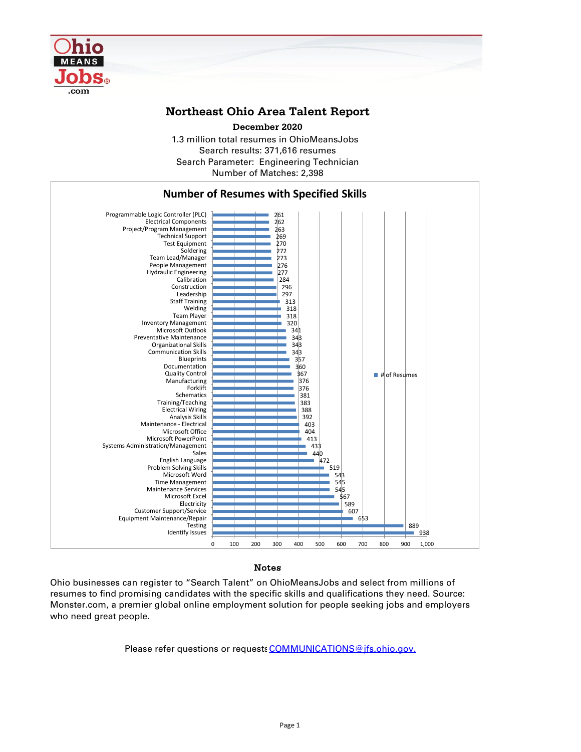# Northeast Ohio Area Talent Report

**December 2020**

1.3 million total resumes in OhioMeansJobs
Search results: 371,616 resumes
Search Parameter: Engineering Technician
Number of Matches: 2,398

## Number of Resumes with Specified Skills

| Skill | # of Resumes |
|---|---|
| Programmable Logic Controller (PLC) | 261 |
| Electrical Components | 262 |
| Project/Program Management | 263 |
| Technical Support | 269 |
| Test Equipment | 270 |
| Soldering | 272 |
| Team Lead/Manager | 273 |
| People Management | 276 |
| Hydraulic Engineering | 277 |
| Calibration | 284 |
| Construction | 296 |
| Leadership | 297 |
| Staff Training | 313 |
| Welding | 318 |
| Team Player | 318 |
| Inventory Management | 320 |
| Microsoft Outlook | 341 |
| Preventative Maintenance | 343 |
| Organizational Skills | 343 |
| Communication Skills | 343 |
| Blueprints | 357 |
| Documentation | 360 |
| Quality Control | 367 |
| Manufacturing | 376 |
| Forklift | 376 |
| Schematics | 381 |
| Training/Teaching | 383 |
| Electrical Wiring | 388 |
| Analysis Skills | 392 |
| Maintenance - Electrical | 403 |
| Microsoft Office | 404 |
| Microsoft PowerPoint | 413 |
| Systems Administration/Management | 433 |
| Sales | 440 |
| English Language | 472 |
| Problem Solving Skills | 519 |
| Microsoft Word | 543 |
| Time Management | 545 |
| Maintenance Services | 545 |
| Microsoft Excel | 567 |
| Electricity | 589 |
| Customer Support/Service | 607 |
| Equipment Maintenance/Repair | 653 |
| Testing | 889 |
| Identify Issues | 938 |

### Notes

Ohio businesses can register to "Search Talent" on OhioMeansJobs and select from millions of resumes to find promising candidates with the specific skills and qualifications they need. Source: Monster.com, a premier global online employment solution for people seeking jobs and employers who need great people.

Please refer questions or requests COMMUNICATIONS@jfs.ohio.gov.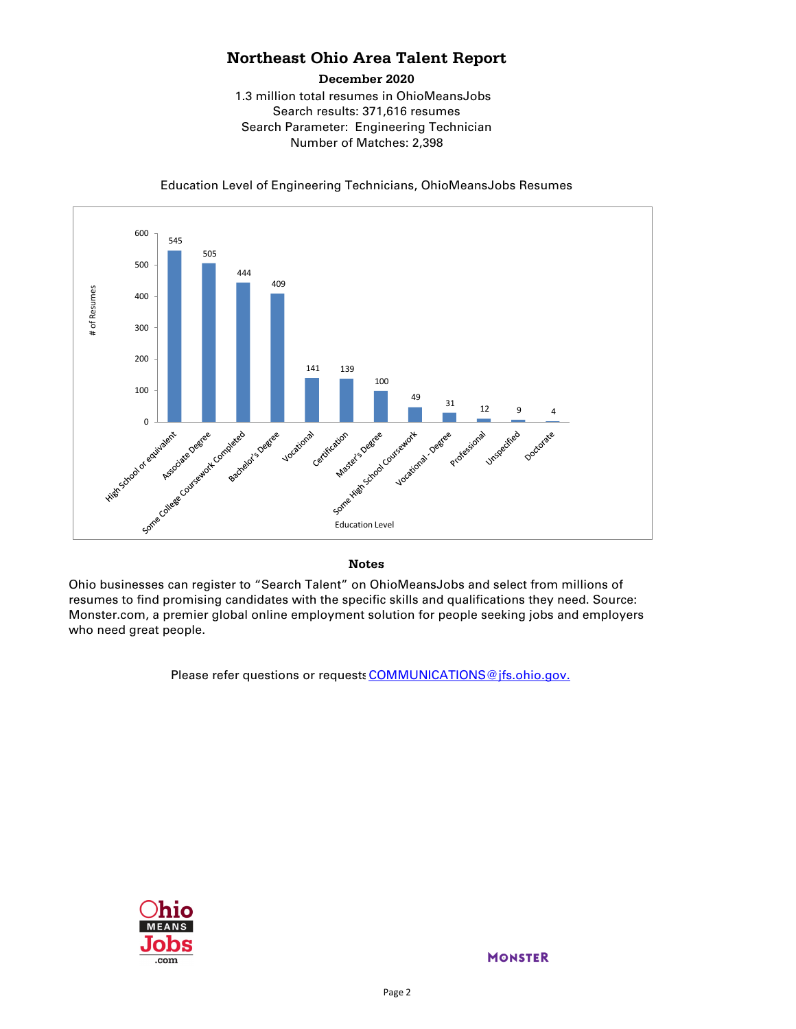# Northeast Ohio Area Talent Report

**December 2020**

1.3 million total resumes in OhioMeansJobs
Search results: 371,616 resumes
Search Parameter: Engineering Technician
Number of Matches: 2,398

Education Level of Engineering Technicians, OhioMeansJobs Resumes

\# of Resumes

600
500
400
300
200
100
0

545
505
444
409
141
139
100
49
31
12
9
4

High School or equivalent
Associate Degree
Some College Coursework Completed
Bachelor's Degree
Vocational
Certification
Master's Degree
Some High School Coursework
Vocational - Degree
Professional
Unspecified
Doctorate

Education Level

**Notes**

Ohio businesses can register to "Search Talent" on OhioMeansJobs and select from millions of resumes to find promising candidates with the specific skills and qualifications they need. Source: Monster.com, a premier global online employment solution for people seeking jobs and employers who need great people.

Please refer questions or requests COMMUNICATIONS@jfs.ohio.gov.

Ohio MEANS Jobs .com

MONSTER